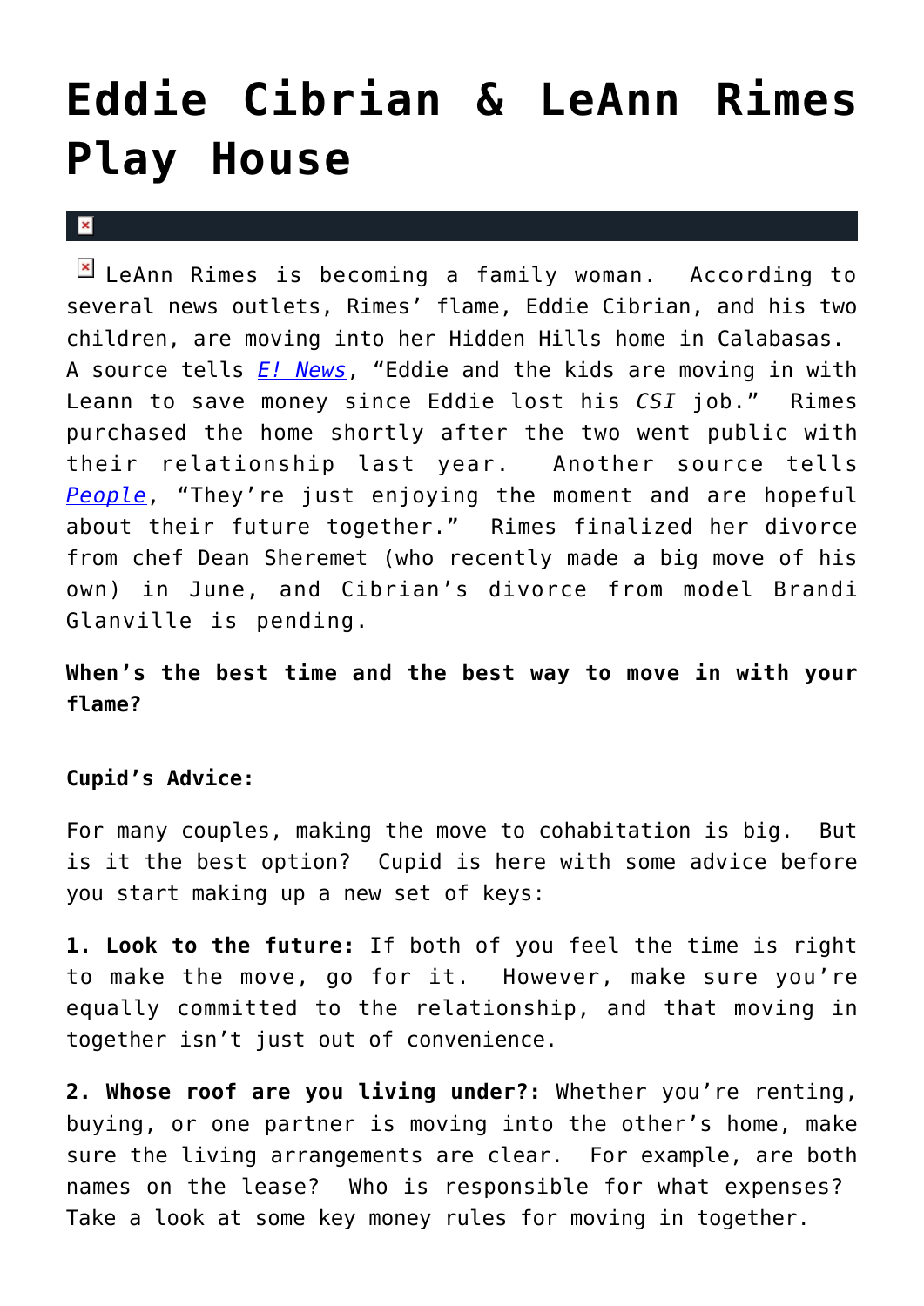# Eddie Cibrian & LeAnn Rimes Play House

LeAnn Rimes is becoming a family woman. According to several news outlets, Rimes' flame, Eddie Cibrian, and his two children, are moving into her Hidden Hills home in Calabasas. A source tells *E! News*, "Eddie and the kids are moving in with Leann to save money since Eddie lost his *CSI* job." Rimes purchased the home shortly after the two went public with their relationship last year. Another source tells *People*, "They're just enjoying the moment and are hopeful about their future together." Rimes finalized her divorce from chef Dean Sheremet (who recently made a big move of his own) in June, and Cibrian's divorce from model Brandi Glanville is pending.

**When's the best time and the best way to move in with your flame?**

**Cupid's Advice:**

For many couples, making the move to cohabitation is big. But is it the best option? Cupid is here with some advice before you start making up a new set of keys:

**1. Look to the future:** If both of you feel the time is right to make the move, go for it. However, make sure you're equally committed to the relationship, and that moving in together isn't just out of convenience.

**2. Whose roof are you living under?:** Whether you're renting, buying, or one partner is moving into the other's home, make sure the living arrangements are clear. For example, are both names on the lease? Who is responsible for what expenses? Take a look at some key money rules for moving in together.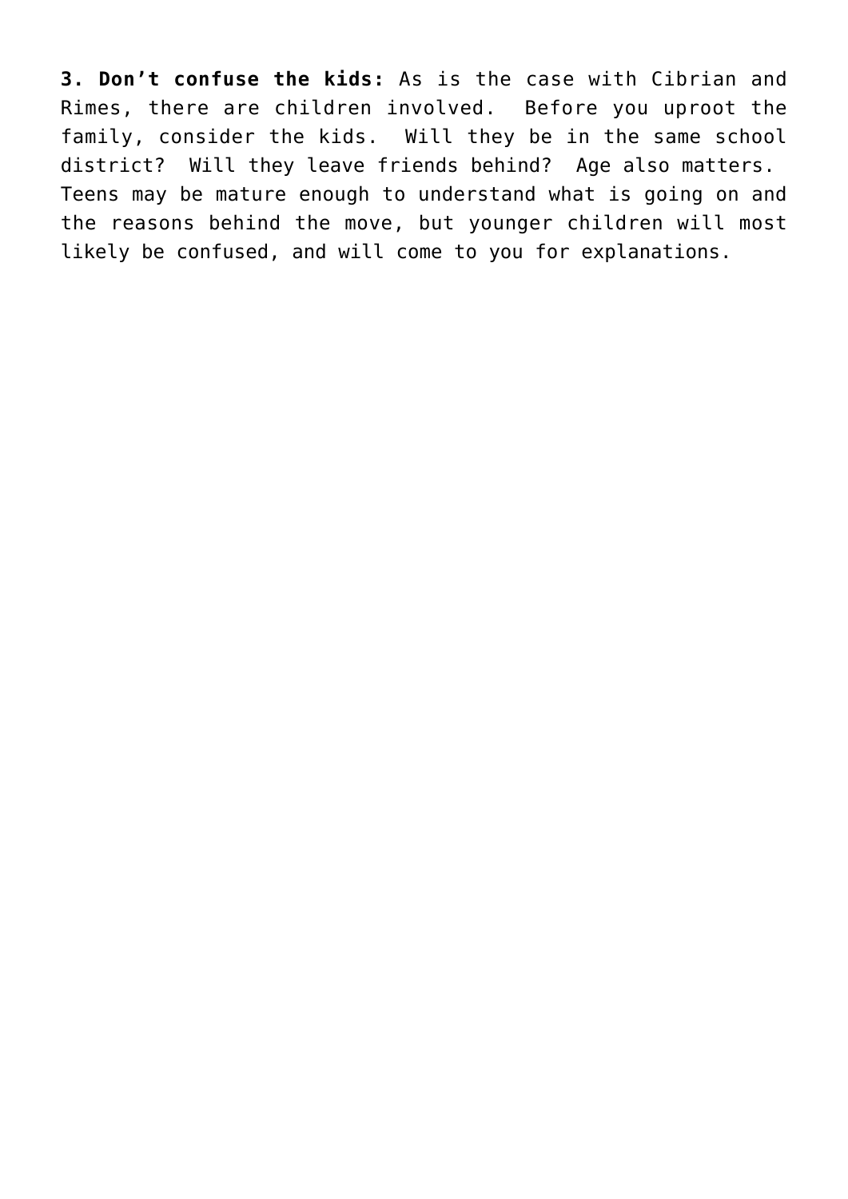**3. Don’t confuse the kids:** As is the case with Cibrian and Rimes, there are children involved. Before you uproot the family, consider the kids. Will they be in the same school district? Will they leave friends behind? Age also matters. Teens may be mature enough to understand what is going on and the reasons behind the move, but younger children will most likely be confused, and will come to you for explanations.